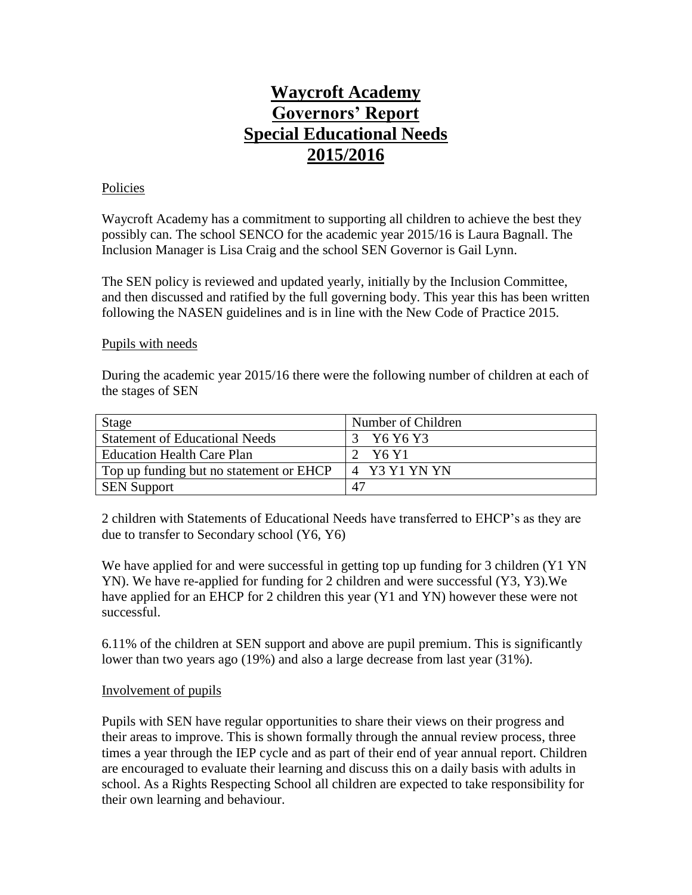# Waycroft Academy
# Governors' Report
# Special Educational Needs
# 2015/2016

## Policies

Waycroft Academy has a commitment to supporting all children to achieve the best they possibly can. The school SENCO for the academic year 2015/16 is Laura Bagnall. The Inclusion Manager is Lisa Craig and the school SEN Governor is Gail Lynn.

The SEN policy is reviewed and updated yearly, initially by the Inclusion Committee, and then discussed and ratified by the full governing body. This year this has been written following the NASEN guidelines and is in line with the New Code of Practice 2015.

## Pupils with needs

During the academic year 2015/16 there were the following number of children at each of the stages of SEN

| Stage | Number of Children |
|---|---|
| Statement of Educational Needs | 3 Y6 Y6 Y3 |
| Education Health Care Plan | 2 Y6 Y1 |
| Top up funding but no statement or EHCP | 4 Y3 Y1 YN YN |
| SEN Support | 47 |

2 children with Statements of Educational Needs have transferred to EHCP's as they are due to transfer to Secondary school (Y6, Y6)

We have applied for and were successful in getting top up funding for 3 children (Y1 YN YN). We have re-applied for funding for 2 children and were successful (Y3, Y3).We have applied for an EHCP for 2 children this year (Y1 and YN) however these were not successful.

6.11% of the children at SEN support and above are pupil premium. This is significantly lower than two years ago (19%) and also a large decrease from last year (31%).

## Involvement of pupils

Pupils with SEN have regular opportunities to share their views on their progress and their areas to improve. This is shown formally through the annual review process, three times a year through the IEP cycle and as part of their end of year annual report. Children are encouraged to evaluate their learning and discuss this on a daily basis with adults in school. As a Rights Respecting School all children are expected to take responsibility for their own learning and behaviour.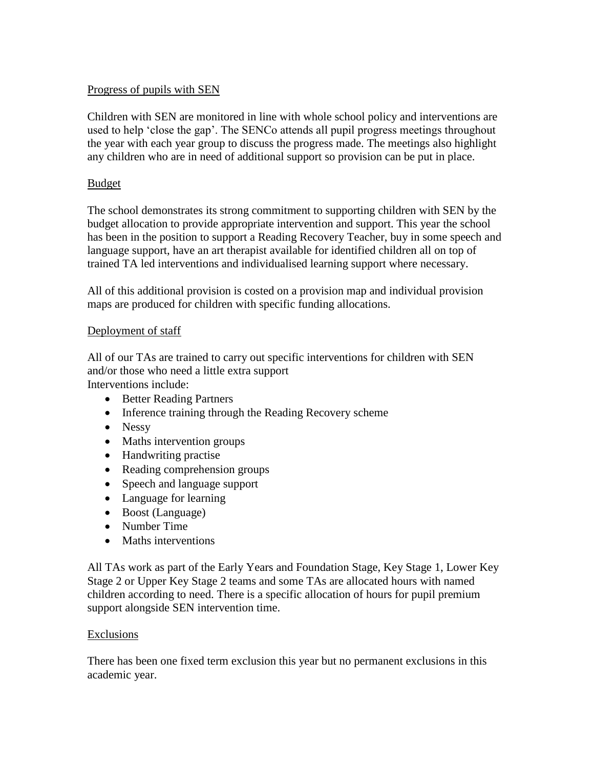## Progress of pupils with SEN

Children with SEN are monitored in line with whole school policy and interventions are used to help 'close the gap'. The SENCo attends all pupil progress meetings throughout the year with each year group to discuss the progress made. The meetings also highlight any children who are in need of additional support so provision can be put in place.

## Budget

The school demonstrates its strong commitment to supporting children with SEN by the budget allocation to provide appropriate intervention and support. This year the school has been in the position to support a Reading Recovery Teacher, buy in some speech and language support, have an art therapist available for identified children all on top of trained TA led interventions and individualised learning support where necessary.

All of this additional provision is costed on a provision map and individual provision maps are produced for children with specific funding allocations.

## Deployment of staff

All of our TAs are trained to carry out specific interventions for children with SEN and/or those who need a little extra support

Interventions include:

- Better Reading Partners
- Inference training through the Reading Recovery scheme
- Nessy
- Maths intervention groups
- Handwriting practise
- Reading comprehension groups
- Speech and language support
- Language for learning
- Boost (Language)
- Number Time
- Maths interventions

All TAs work as part of the Early Years and Foundation Stage, Key Stage 1, Lower Key Stage 2 or Upper Key Stage 2 teams and some TAs are allocated hours with named children according to need. There is a specific allocation of hours for pupil premium support alongside SEN intervention time.

## Exclusions

There has been one fixed term exclusion this year but no permanent exclusions in this academic year.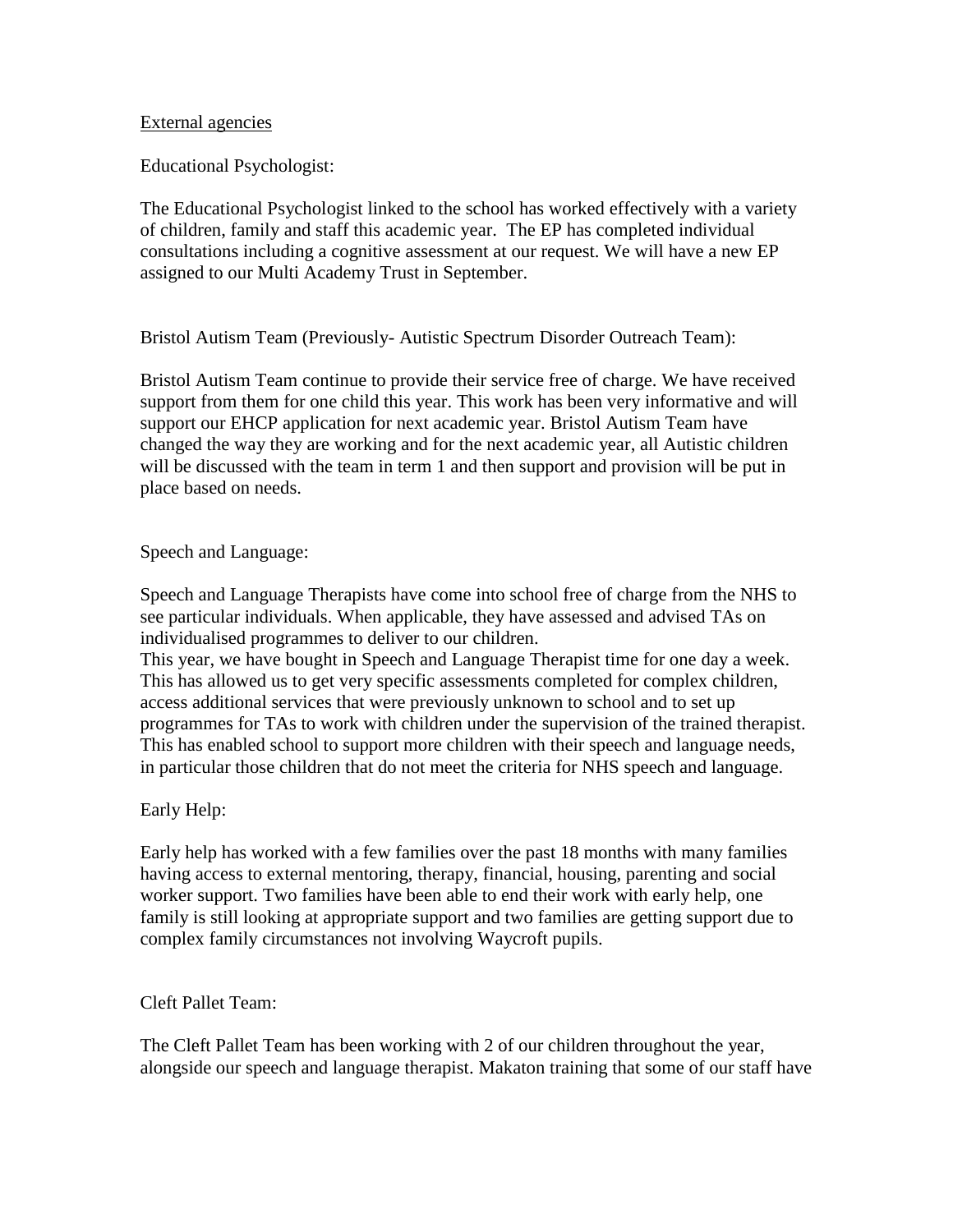<u>External agencies</u>

Educational Psychologist:

The Educational Psychologist linked to the school has worked effectively with a variety of children, family and staff this academic year. The EP has completed individual consultations including a cognitive assessment at our request. We will have a new EP assigned to our Multi Academy Trust in September.

Bristol Autism Team (Previously- Autistic Spectrum Disorder Outreach Team):

Bristol Autism Team continue to provide their service free of charge. We have received support from them for one child this year. This work has been very informative and will support our EHCP application for next academic year. Bristol Autism Team have changed the way they are working and for the next academic year, all Autistic children will be discussed with the team in term 1 and then support and provision will be put in place based on needs.

Speech and Language:

Speech and Language Therapists have come into school free of charge from the NHS to see particular individuals. When applicable, they have assessed and advised TAs on individualised programmes to deliver to our children.
This year, we have bought in Speech and Language Therapist time for one day a week. This has allowed us to get very specific assessments completed for complex children, access additional services that were previously unknown to school and to set up programmes for TAs to work with children under the supervision of the trained therapist. This has enabled school to support more children with their speech and language needs, in particular those children that do not meet the criteria for NHS speech and language.

Early Help:

Early help has worked with a few families over the past 18 months with many families having access to external mentoring, therapy, financial, housing, parenting and social worker support. Two families have been able to end their work with early help, one family is still looking at appropriate support and two families are getting support due to complex family circumstances not involving Waycroft pupils.

Cleft Pallet Team:

The Cleft Pallet Team has been working with 2 of our children throughout the year, alongside our speech and language therapist. Makaton training that some of our staff have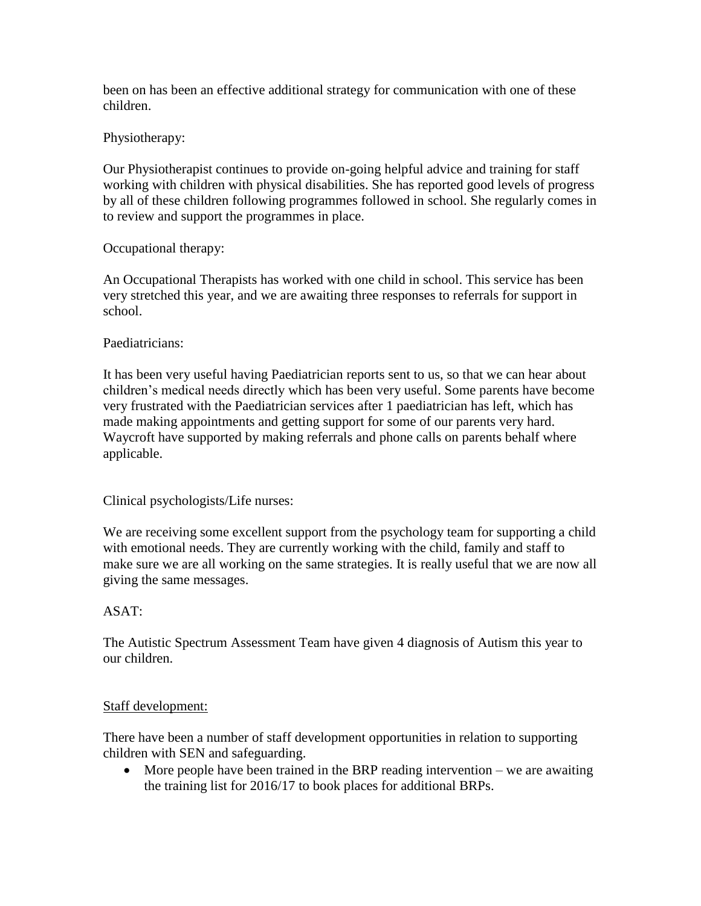been on has been an effective additional strategy for communication with one of these children.

Physiotherapy:

Our Physiotherapist continues to provide on-going helpful advice and training for staff working with children with physical disabilities. She has reported good levels of progress by all of these children following programmes followed in school. She regularly comes in to review and support the programmes in place.

Occupational therapy:

An Occupational Therapists has worked with one child in school. This service has been very stretched this year, and we are awaiting three responses to referrals for support in school.

Paediatricians:

It has been very useful having Paediatrician reports sent to us, so that we can hear about children's medical needs directly which has been very useful. Some parents have become very frustrated with the Paediatrician services after 1 paediatrician has left, which has made making appointments and getting support for some of our parents very hard. Waycroft have supported by making referrals and phone calls on parents behalf where applicable.

Clinical psychologists/Life nurses:

We are receiving some excellent support from the psychology team for supporting a child with emotional needs. They are currently working with the child, family and staff to make sure we are all working on the same strategies. It is really useful that we are now all giving the same messages.

ASAT:

The Autistic Spectrum Assessment Team have given 4 diagnosis of Autism this year to our children.

<u>Staff development:</u>

There have been a number of staff development opportunities in relation to supporting children with SEN and safeguarding.

- More people have been trained in the BRP reading intervention – we are awaiting the training list for 2016/17 to book places for additional BRPs.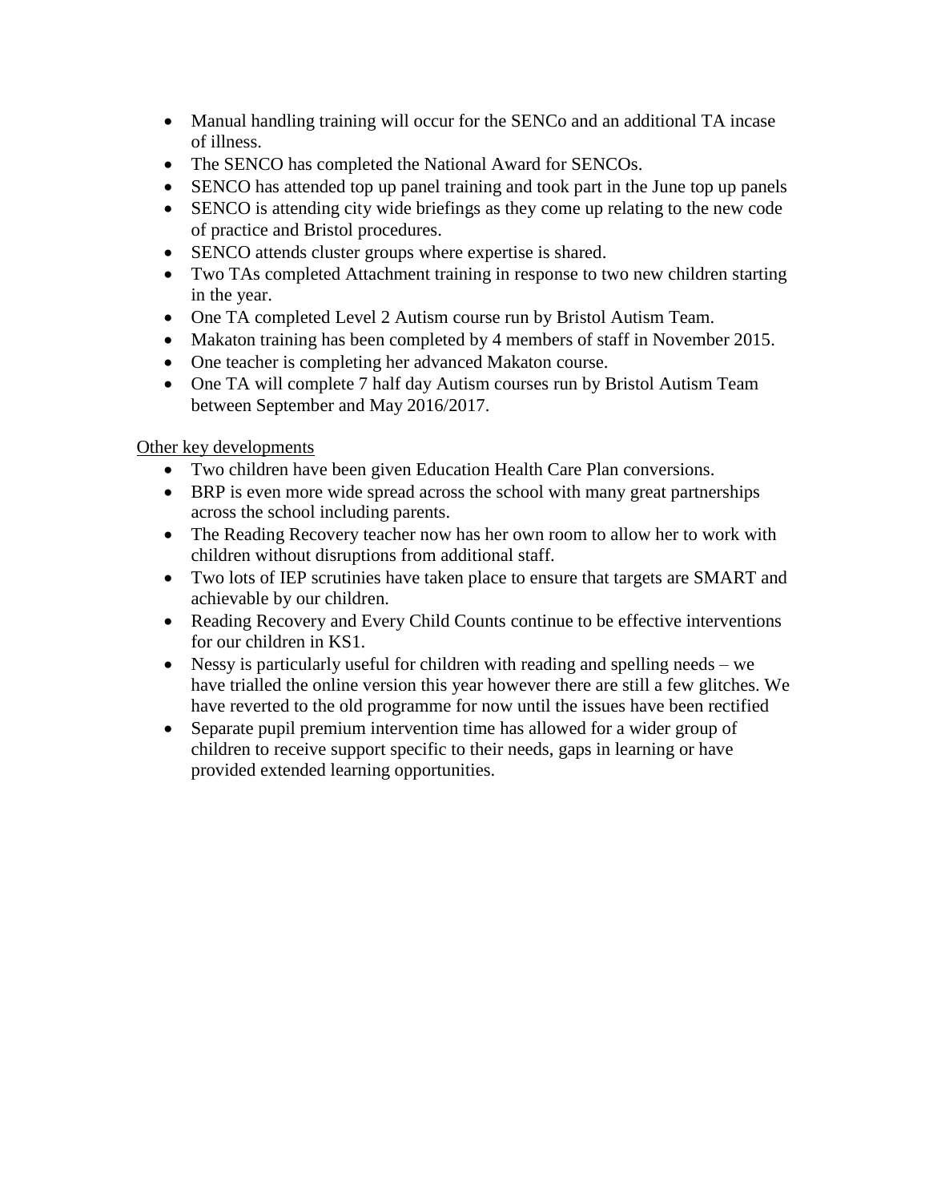- Manual handling training will occur for the SENCo and an additional TA incase of illness.
- The SENCO has completed the National Award for SENCOs.
- SENCO has attended top up panel training and took part in the June top up panels
- SENCO is attending city wide briefings as they come up relating to the new code of practice and Bristol procedures.
- SENCO attends cluster groups where expertise is shared.
- Two TAs completed Attachment training in response to two new children starting in the year.
- One TA completed Level 2 Autism course run by Bristol Autism Team.
- Makaton training has been completed by 4 members of staff in November 2015.
- One teacher is completing her advanced Makaton course.
- One TA will complete 7 half day Autism courses run by Bristol Autism Team between September and May 2016/2017.

Other key developments

- Two children have been given Education Health Care Plan conversions.
- BRP is even more wide spread across the school with many great partnerships across the school including parents.
- The Reading Recovery teacher now has her own room to allow her to work with children without disruptions from additional staff.
- Two lots of IEP scrutinies have taken place to ensure that targets are SMART and achievable by our children.
- Reading Recovery and Every Child Counts continue to be effective interventions for our children in KS1.
- Nessy is particularly useful for children with reading and spelling needs – we have trialled the online version this year however there are still a few glitches. We have reverted to the old programme for now until the issues have been rectified
- Separate pupil premium intervention time has allowed for a wider group of children to receive support specific to their needs, gaps in learning or have provided extended learning opportunities.